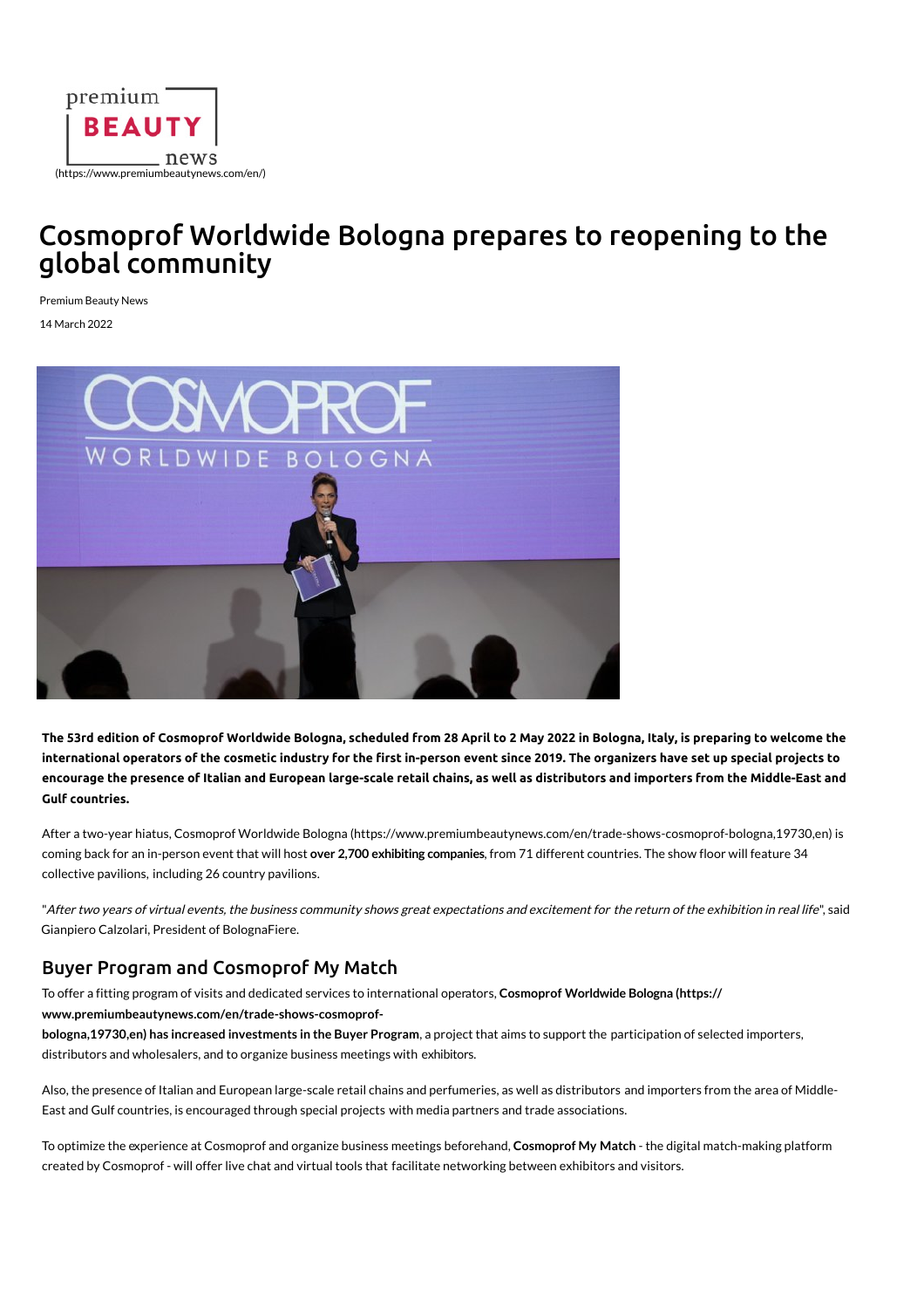premium BEAUTY news
(https://www.premiumbeautynews.com/en/)

# Cosmoprof Worldwide Bologna prepares to reopening to the global community

Premium Beauty News

14 March 2022

**The 53rd edition of Cosmoprof Worldwide Bologna, scheduled from 28 April to 2 May 2022 in Bologna, Italy, is preparing to welcome the international operators of the cosmetic industry for the first in-person event since 2019. The organizers have set up special projects to encourage the presence of Italian and European large-scale retail chains, as well as distributors and importers from the Middle-East and Gulf countries.**

After a two-year hiatus, Cosmoprof Worldwide Bologna (https://www.premiumbeautynews.com/en/trade-shows-cosmoprof-bologna,19730,en) is coming back for an in-person event that will host **over 2,700 exhibiting companies**, from 71 different countries. The show floor will feature 34 collective pavilions, including 26 country pavilions.

"*After two years of virtual events, the business community shows great expectations and excitement for the return of the exhibition in real life*", said Gianpiero Calzolari, President of BolognaFiere.

## Buyer Program and Cosmoprof My Match

To offer a fitting program of visits and dedicated services to international operators, **Cosmoprof Worldwide Bologna (https://www.premiumbeautynews.com/en/trade-shows-cosmoprof-bologna,19730,en) has increased investments in the Buyer Program**, a project that aims to support the participation of selected importers, distributors and wholesalers, and to organize business meetings with exhibitors.

Also, the presence of Italian and European large-scale retail chains and perfumeries, as well as distributors and importers from the area of Middle-East and Gulf countries, is encouraged through special projects with media partners and trade associations.

To optimize the experience at Cosmoprof and organize business meetings beforehand, **Cosmoprof My Match** - the digital match-making platform created by Cosmoprof - will offer live chat and virtual tools that facilitate networking between exhibitors and visitors.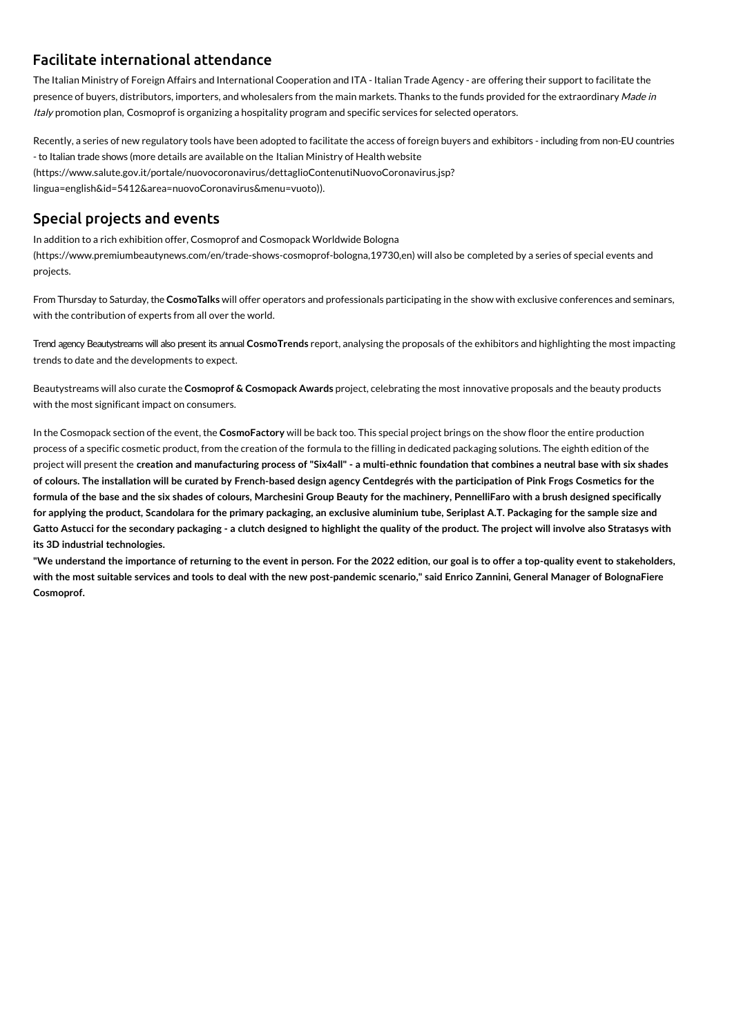## Facilitate international attendance

The Italian Ministry of Foreign Affairs and International Cooperation and ITA - Italian Trade Agency - are offering their support to facilitate the presence of buyers, distributors, importers, and wholesalers from the main markets. Thanks to the funds provided for the extraordinary *Made in Italy* promotion plan, Cosmoprof is organizing a hospitality program and specific services for selected operators.

Recently, a series of new regulatory tools have been adopted to facilitate the access of foreign buyers and exhibitors - including from non-EU countries - to Italian trade shows (more details are available on the Italian Ministry of Health website (https://www.salute.gov.it/portale/nuovocoronavirus/dettaglioContenutiNuovoCoronavirus.jsp?lingua=english&id=5412&area=nuovoCoronavirus&menu=vuoto)).

## Special projects and events

In addition to a rich exhibition offer, Cosmoprof and Cosmopack Worldwide Bologna (https://www.premiumbeautynews.com/en/trade-shows-cosmoprof-bologna,19730,en) will also be completed by a series of special events and projects.

From Thursday to Saturday, the **CosmoTalks** will offer operators and professionals participating in the show with exclusive conferences and seminars, with the contribution of experts from all over the world.

Trend agency Beautystreams will also present its annual **CosmoTrends** report, analysing the proposals of the exhibitors and highlighting the most impacting trends to date and the developments to expect.

Beautystreams will also curate the **Cosmoprof & Cosmopack Awards** project, celebrating the most innovative proposals and the beauty products with the most significant impact on consumers.

In the Cosmopack section of the event, the **CosmoFactory** will be back too. This special project brings on the show floor the entire production process of a specific cosmetic product, from the creation of the formula to the filling in dedicated packaging solutions. The eighth edition of the project will present the **creation and manufacturing process of "Six4all" - a multi-ethnic foundation that combines a neutral base with six shades of colours. The installation will be curated by French-based design agency Centdegrés with the participation of Pink Frogs Cosmetics for the formula of the base and the six shades of colours, Marchesini Group Beauty for the machinery, PennelliFaro with a brush designed specifically for applying the product, Scandolara for the primary packaging, an exclusive aluminium tube, Seriplast A.T. Packaging for the sample size and Gatto Astucci for the secondary packaging - a clutch designed to highlight the quality of the product. The project will involve also Stratasys with its 3D industrial technologies.**

**"We understand the importance of returning to the event in person. For the 2022 edition, our goal is to offer a top-quality event to stakeholders, with the most suitable services and tools to deal with the new post-pandemic scenario," said Enrico Zannini, General Manager of BolognaFiere Cosmoprof.**